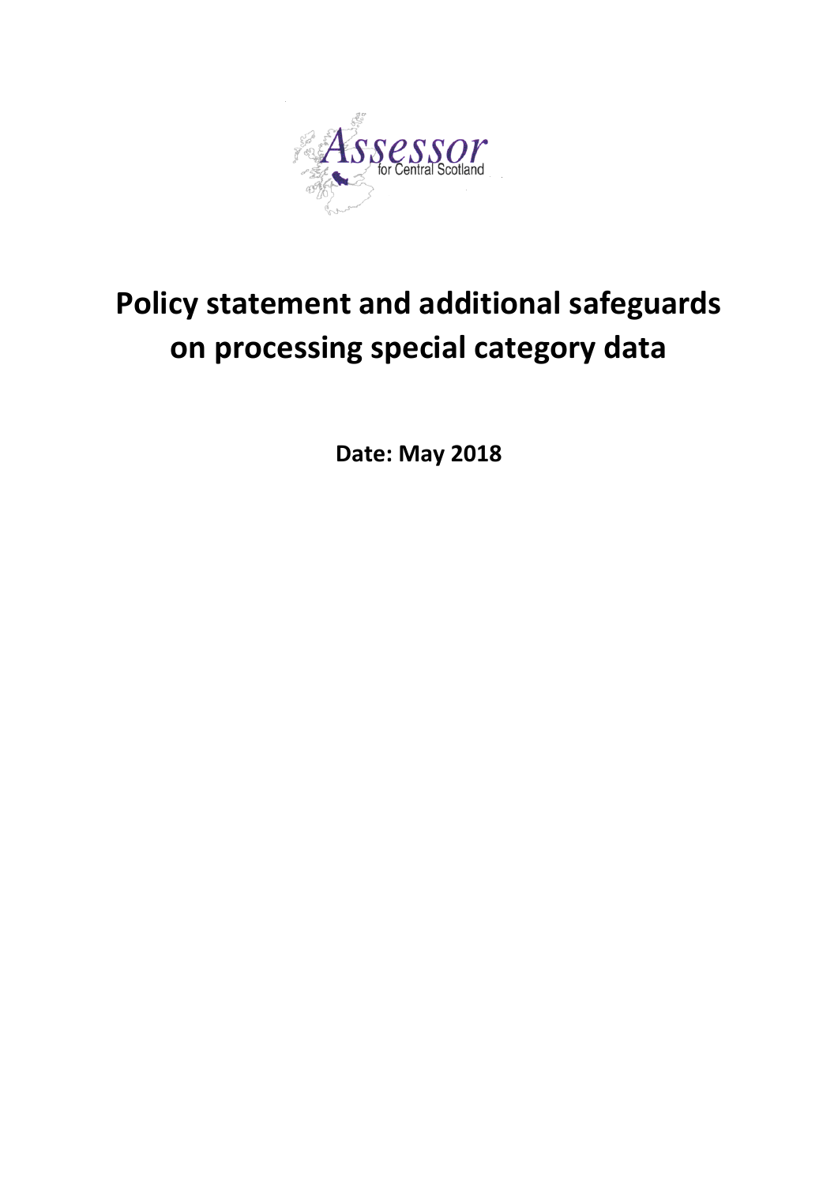Assessor for Central Scotland

# Policy statement and additional safeguards on processing special category data

**Date: May 2018**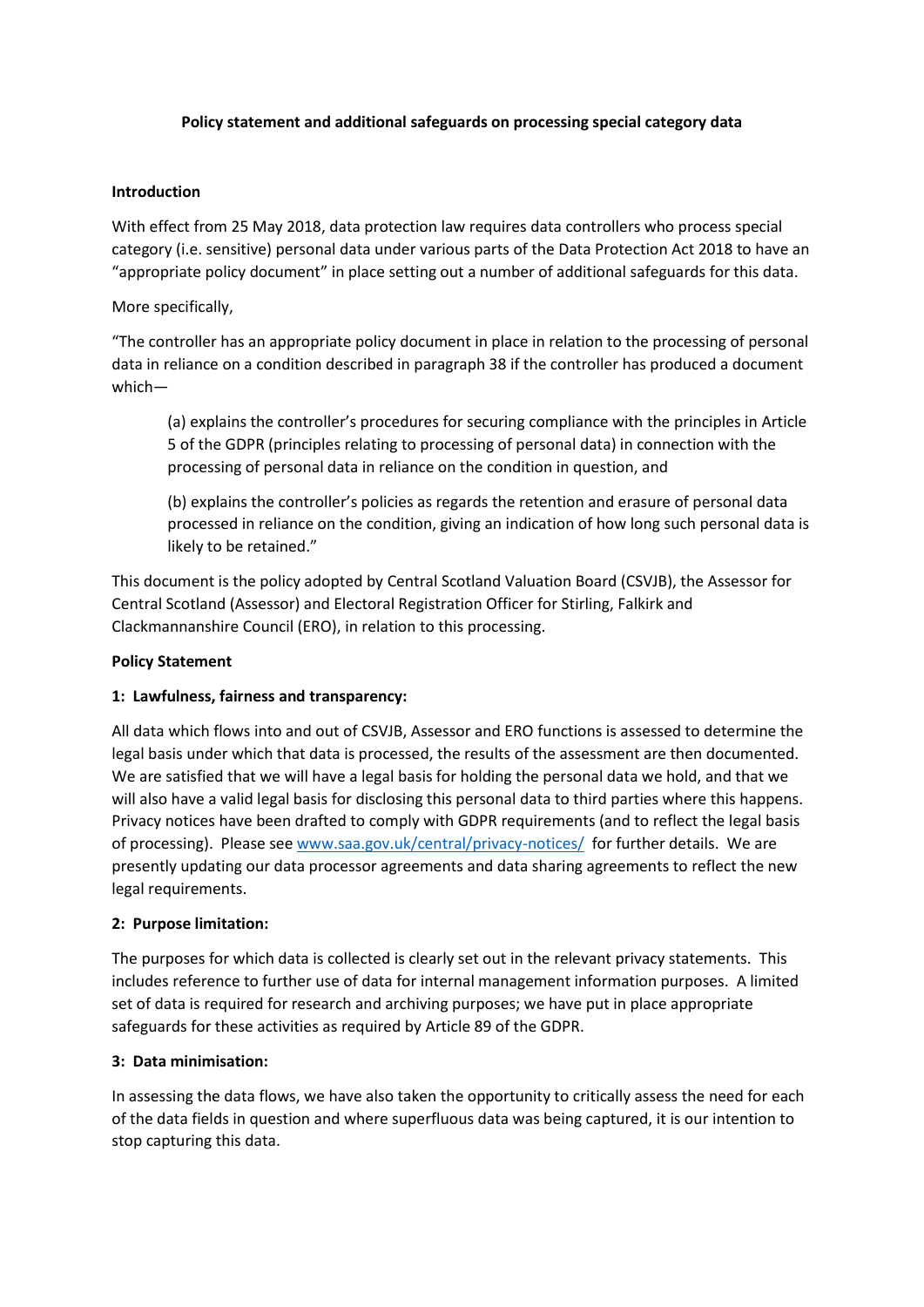**Policy statement and additional safeguards on processing special category data**

**Introduction**

With effect from 25 May 2018, data protection law requires data controllers who process special category (i.e. sensitive) personal data under various parts of the Data Protection Act 2018 to have an "appropriate policy document" in place setting out a number of additional safeguards for this data.

More specifically,

"The controller has an appropriate policy document in place in relation to the processing of personal data in reliance on a condition described in paragraph 38 if the controller has produced a document which—

> (a) explains the controller's procedures for securing compliance with the principles in Article 5 of the GDPR (principles relating to processing of personal data) in connection with the processing of personal data in reliance on the condition in question, and
>
> (b) explains the controller's policies as regards the retention and erasure of personal data processed in reliance on the condition, giving an indication of how long such personal data is likely to be retained."

This document is the policy adopted by Central Scotland Valuation Board (CSVJB), the Assessor for Central Scotland (Assessor) and Electoral Registration Officer for Stirling, Falkirk and Clackmannanshire Council (ERO), in relation to this processing.

**Policy Statement**

**1: Lawfulness, fairness and transparency:**

All data which flows into and out of CSVJB, Assessor and ERO functions is assessed to determine the legal basis under which that data is processed, the results of the assessment are then documented. We are satisfied that we will have a legal basis for holding the personal data we hold, and that we will also have a valid legal basis for disclosing this personal data to third parties where this happens. Privacy notices have been drafted to comply with GDPR requirements (and to reflect the legal basis of processing). Please see www.saa.gov.uk/central/privacy-notices/ for further details. We are presently updating our data processor agreements and data sharing agreements to reflect the new legal requirements.

**2: Purpose limitation:**

The purposes for which data is collected is clearly set out in the relevant privacy statements. This includes reference to further use of data for internal management information purposes. A limited set of data is required for research and archiving purposes; we have put in place appropriate safeguards for these activities as required by Article 89 of the GDPR.

**3: Data minimisation:**

In assessing the data flows, we have also taken the opportunity to critically assess the need for each of the data fields in question and where superfluous data was being captured, it is our intention to stop capturing this data.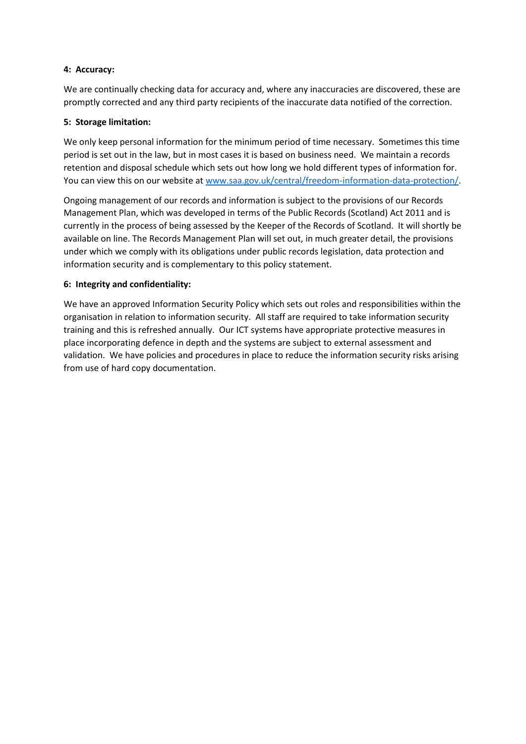**4: Accuracy:**

We are continually checking data for accuracy and, where any inaccuracies are discovered, these are promptly corrected and any third party recipients of the inaccurate data notified of the correction.

**5: Storage limitation:**

We only keep personal information for the minimum period of time necessary. Sometimes this time period is set out in the law, but in most cases it is based on business need. We maintain a records retention and disposal schedule which sets out how long we hold different types of information for. You can view this on our website at [www.saa.gov.uk/central/freedom-information-data-protection/](www.saa.gov.uk/central/freedom-information-data-protection/).

Ongoing management of our records and information is subject to the provisions of our Records Management Plan, which was developed in terms of the Public Records (Scotland) Act 2011 and is currently in the process of being assessed by the Keeper of the Records of Scotland. It will shortly be available on line. The Records Management Plan will set out, in much greater detail, the provisions under which we comply with its obligations under public records legislation, data protection and information security and is complementary to this policy statement.

**6: Integrity and confidentiality:**

We have an approved Information Security Policy which sets out roles and responsibilities within the organisation in relation to information security. All staff are required to take information security training and this is refreshed annually. Our ICT systems have appropriate protective measures in place incorporating defence in depth and the systems are subject to external assessment and validation. We have policies and procedures in place to reduce the information security risks arising from use of hard copy documentation.